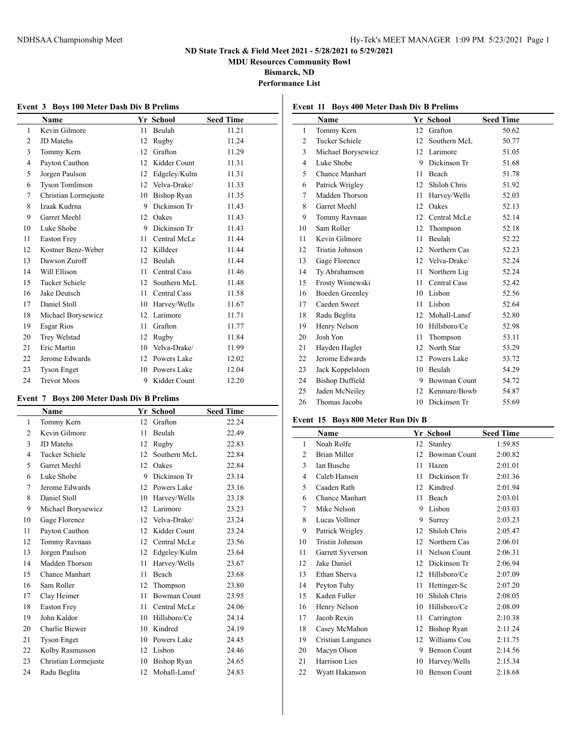## ND State Track & Field Meet 2021 - 5/28/2021 to 5/29/2021

**MDU Resources Community Bowl**

**Bismarck, ND**

**Performance List**

### Event 3 Boys 100 Meter Dash Div B Prelims

| | Name | Yr | School | Seed Time |
|---|---|---|---|---|
| 1 | Kevin Gilmore | 11 | Beulah | 11.21 |
| 2 | JD Matehs | 12 | Rugby | 11.24 |
| 3 | Tommy Kern | 12 | Grafton | 11.29 |
| 4 | Payton Cauthon | 12 | Kidder Count | 11.31 |
| 5 | Jorgen Paulson | 12 | Edgeley/Kulm | 11.31 |
| 6 | Tyson Tomlinson | 12 | Velva-Drake/ | 11.33 |
| 7 | Christian Lormejuste | 10 | Bishop Ryan | 11.35 |
| 8 | Izaak Kudrna | 9 | Dickinson Tr | 11.43 |
| 9 | Garret Meehl | 12 | Oakes | 11.43 |
| 10 | Luke Shobe | 9 | Dickinson Tr | 11.43 |
| 11 | Easton Frey | 11 | Central McLe | 11.44 |
| 12 | Kostner Benz-Weber | 12 | Killdeer | 11.44 |
| 13 | Dawson Zuroff | 12 | Beulah | 11.44 |
| 14 | Will Ellison | 11 | Central Cass | 11.46 |
| 15 | Tucker Schiele | 12 | Southern McL | 11.48 |
| 16 | Jake Deutsch | 11 | Central Cass | 11.58 |
| 17 | Daniel Stoll | 10 | Harvey/Wells | 11.67 |
| 18 | Michael Borysewicz | 12 | Larimore | 11.71 |
| 19 | Esgar Rios | 11 | Grafton | 11.77 |
| 20 | Trey Welstad | 12 | Rugby | 11.84 |
| 21 | Eric Martin | 10 | Velva-Drake/ | 11.99 |
| 22 | Jerome Edwards | 12 | Powers Lake | 12.02 |
| 23 | Tyson Enget | 10 | Powers Lake | 12.04 |
| 24 | Trevor Moos | 9 | Kidder Count | 12.20 |

### Event 7 Boys 200 Meter Dash Div B Prelims

| | Name | Yr | School | Seed Time |
|---|---|---|---|---|
| 1 | Tommy Kern | 12 | Grafton | 22.24 |
| 2 | Kevin Gilmore | 11 | Beulah | 22.49 |
| 3 | JD Matehs | 12 | Rugby | 22.83 |
| 4 | Tucker Schiele | 12 | Southern McL | 22.84 |
| 5 | Garret Meehl | 12 | Oakes | 22.84 |
| 6 | Luke Shobe | 9 | Dickinson Tr | 23.14 |
| 7 | Jerome Edwards | 12 | Powers Lake | 23.16 |
| 8 | Daniel Stoll | 10 | Harvey/Wells | 23.18 |
| 9 | Michael Borysewicz | 12 | Larimore | 23.23 |
| 10 | Gage Florence | 12 | Velva-Drake/ | 23.24 |
| 11 | Payton Cauthon | 12 | Kidder Count | 23.24 |
| 12 | Tommy Ravnaas | 12 | Central McLe | 23.56 |
| 13 | Jorgen Paulson | 12 | Edgeley/Kulm | 23.64 |
| 14 | Madden Thorson | 11 | Harvey/Wells | 23.67 |
| 15 | Chance Manhart | 11 | Beach | 23.68 |
| 16 | Sam Roller | 12 | Thompson | 23.80 |
| 17 | Clay Heimer | 11 | Bowman Count | 23.95 |
| 18 | Easton Frey | 11 | Central McLe | 24.06 |
| 19 | John Kaldor | 10 | Hillsboro/Ce | 24.14 |
| 20 | Charlie Biewer | 10 | Kindred | 24.19 |
| 21 | Tyson Enget | 10 | Powers Lake | 24.45 |
| 22 | Kolby Rasmusson | 12 | Lisbon | 24.46 |
| 23 | Christian Lormejuste | 10 | Bishop Ryan | 24.65 |
| 24 | Radu Beglita | 12 | Mohall-Lansf | 24.83 |

### Event 11 Boys 400 Meter Dash Div B Prelims

| | Name | Yr | School | Seed Time |
|---|---|---|---|---|
| 1 | Tommy Kern | 12 | Grafton | 50.62 |
| 2 | Tucker Schiele | 12 | Southern McL | 50.77 |
| 3 | Michael Borysewicz | 12 | Larimore | 51.05 |
| 4 | Luke Shobe | 9 | Dickinson Tr | 51.68 |
| 5 | Chance Manhart | 11 | Beach | 51.78 |
| 6 | Patrick Wrigley | 12 | Shiloh Chris | 51.92 |
| 7 | Madden Thorson | 11 | Harvey/Wells | 52.03 |
| 8 | Garret Meehl | 12 | Oakes | 52.13 |
| 9 | Tommy Ravnaas | 12 | Central McLe | 52.14 |
| 10 | Sam Roller | 12 | Thompson | 52.18 |
| 11 | Kevin Gilmore | 11 | Beulah | 52.22 |
| 12 | Tristin Johnson | 12 | Northern Cas | 52.23 |
| 13 | Gage Florence | 12 | Velva-Drake/ | 52.24 |
| 14 | Ty Abrahamson | 11 | Northern Lig | 52.24 |
| 15 | Frosty Wisnewski | 11 | Central Cass | 52.42 |
| 16 | Boeden Greenley | 10 | Lisbon | 52.56 |
| 17 | Caeden Sweet | 11 | Lisbon | 52.64 |
| 18 | Radu Beglita | 12 | Mohall-Lansf | 52.80 |
| 19 | Henry Nelson | 10 | Hillsboro/Ce | 52.98 |
| 20 | Josh Yon | 11 | Thompson | 53.11 |
| 21 | Hayden Hagler | 12 | North Star | 53.29 |
| 22 | Jerome Edwards | 12 | Powers Lake | 53.72 |
| 23 | Jack Koppelsloen | 10 | Beulah | 54.29 |
| 24 | Bishop Duffield | 9 | Bowman Count | 54.72 |
| 25 | Jaden McNeiley | 12 | Kenmare/Bowb | 54.87 |
| 26 | Thomas Jacobs | 10 | Dickinson Tr | 55.69 |

### Event 15 Boys 800 Meter Run Div B

| | Name | Yr | School | Seed Time |
|---|---|---|---|---|
| 1 | Noah Rolfe | 12 | Stanley | 1:59.85 |
| 2 | Brian Miller | 12 | Bowman Count | 2:00.82 |
| 3 | Ian Busche | 11 | Hazen | 2:01.01 |
| 4 | Caleb Hansen | 11 | Dickinson Tr | 2:01.36 |
| 5 | Caaden Rath | 12 | Kindred | 2:01.94 |
| 6 | Chance Manhart | 11 | Beach | 2:03.01 |
| 7 | Mike Nelson | 9 | Lisbon | 2:03.03 |
| 8 | Lucas Vollmer | 9 | Surrey | 2:03.23 |
| 9 | Patrick Wrigley | 12 | Shiloh Chris | 2:05.47 |
| 10 | Tristin Johnson | 12 | Northern Cas | 2:06.01 |
| 11 | Garrett Syverson | 11 | Nelson Count | 2:06.31 |
| 12 | Jake Daniel | 12 | Dickinson Tr | 2:06.94 |
| 13 | Ethan Sherva | 12 | Hillsboro/Ce | 2:07.09 |
| 14 | Peyton Tuhy | 11 | Hettinger-Sc | 2:07.20 |
| 15 | Kaden Fuller | 10 | Shiloh Chris | 2:08.05 |
| 16 | Henry Nelson | 10 | Hillsboro/Ce | 2:08.09 |
| 17 | Jacob Rexin | 11 | Carrington | 2:10.38 |
| 18 | Casey McMahon | 12 | Bishop Ryan | 2:11.24 |
| 19 | Cristian Langunes | 12 | Williams Cou | 2:11.75 |
| 20 | Macyn Olson | 9 | Benson Count | 2:14.56 |
| 21 | Harrison Lies | 10 | Harvey/Wells | 2:15.34 |
| 22 | Wyatt Hakanson | 10 | Benson Count | 2:18.68 |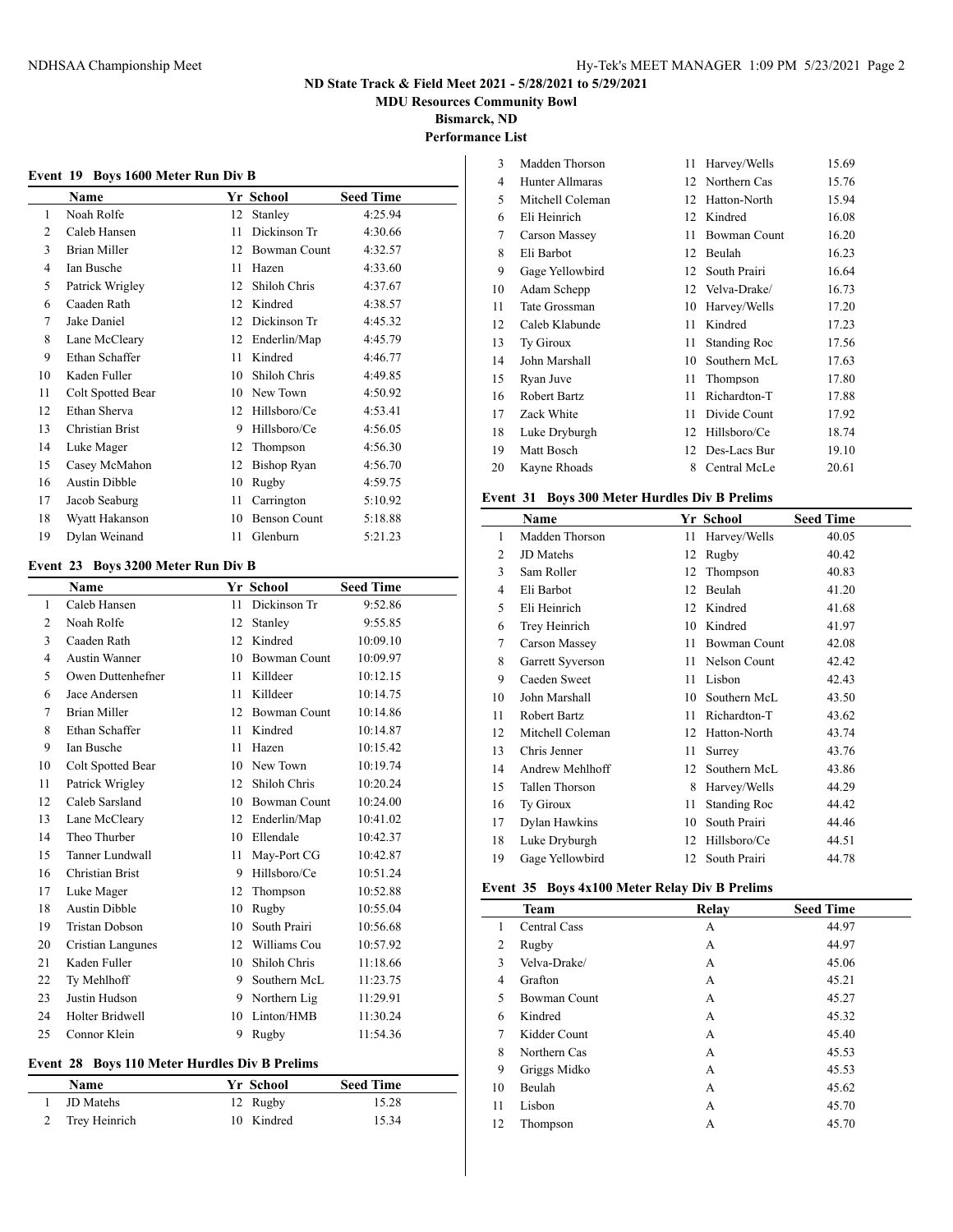## ND State Track & Field Meet 2021 - 5/28/2021 to 5/29/2021

**MDU Resources Community Bowl**

**Bismarck, ND**

**Performance List**

### Event 19 Boys 1600 Meter Run Div B

| | Name | Yr | School | Seed Time |
|---|---|---|---|---|
| 1 | Noah Rolfe | 12 | Stanley | 4:25.94 |
| 2 | Caleb Hansen | 11 | Dickinson Tr | 4:30.66 |
| 3 | Brian Miller | 12 | Bowman Count | 4:32.57 |
| 4 | Ian Busche | 11 | Hazen | 4:33.60 |
| 5 | Patrick Wrigley | 12 | Shiloh Chris | 4:37.67 |
| 6 | Caaden Rath | 12 | Kindred | 4:38.57 |
| 7 | Jake Daniel | 12 | Dickinson Tr | 4:45.32 |
| 8 | Lane McCleary | 12 | Enderlin/Map | 4:45.79 |
| 9 | Ethan Schaffer | 11 | Kindred | 4:46.77 |
| 10 | Kaden Fuller | 10 | Shiloh Chris | 4:49.85 |
| 11 | Colt Spotted Bear | 10 | New Town | 4:50.92 |
| 12 | Ethan Sherva | 12 | Hillsboro/Ce | 4:53.41 |
| 13 | Christian Brist | 9 | Hillsboro/Ce | 4:56.05 |
| 14 | Luke Mager | 12 | Thompson | 4:56.30 |
| 15 | Casey McMahon | 12 | Bishop Ryan | 4:56.70 |
| 16 | Austin Dibble | 10 | Rugby | 4:59.75 |
| 17 | Jacob Seaburg | 11 | Carrington | 5:10.92 |
| 18 | Wyatt Hakanson | 10 | Benson Count | 5:18.88 |
| 19 | Dylan Weinand | 11 | Glenburn | 5:21.23 |

### Event 23 Boys 3200 Meter Run Div B

| | Name | Yr | School | Seed Time |
|---|---|---|---|---|
| 1 | Caleb Hansen | 11 | Dickinson Tr | 9:52.86 |
| 2 | Noah Rolfe | 12 | Stanley | 9:55.85 |
| 3 | Caaden Rath | 12 | Kindred | 10:09.10 |
| 4 | Austin Wanner | 10 | Bowman Count | 10:09.97 |
| 5 | Owen Duttenhefner | 11 | Killdeer | 10:12.15 |
| 6 | Jace Andersen | 11 | Killdeer | 10:14.75 |
| 7 | Brian Miller | 12 | Bowman Count | 10:14.86 |
| 8 | Ethan Schaffer | 11 | Kindred | 10:14.87 |
| 9 | Ian Busche | 11 | Hazen | 10:15.42 |
| 10 | Colt Spotted Bear | 10 | New Town | 10:19.74 |
| 11 | Patrick Wrigley | 12 | Shiloh Chris | 10:20.24 |
| 12 | Caleb Sarsland | 10 | Bowman Count | 10:24.00 |
| 13 | Lane McCleary | 12 | Enderlin/Map | 10:41.02 |
| 14 | Theo Thurber | 10 | Ellendale | 10:42.37 |
| 15 | Tanner Lundwall | 11 | May-Port CG | 10:42.87 |
| 16 | Christian Brist | 9 | Hillsboro/Ce | 10:51.24 |
| 17 | Luke Mager | 12 | Thompson | 10:52.88 |
| 18 | Austin Dibble | 10 | Rugby | 10:55.04 |
| 19 | Tristan Dobson | 10 | South Prairi | 10:56.68 |
| 20 | Cristian Langunes | 12 | Williams Cou | 10:57.92 |
| 21 | Kaden Fuller | 10 | Shiloh Chris | 11:18.66 |
| 22 | Ty Mehlhoff | 9 | Southern McL | 11:23.75 |
| 23 | Justin Hudson | 9 | Northern Lig | 11:29.91 |
| 24 | Holter Bridwell | 10 | Linton/HMB | 11:30.24 |
| 25 | Connor Klein | 9 | Rugby | 11:54.36 |

### Event 28 Boys 110 Meter Hurdles Div B Prelims

| | Name | Yr | School | Seed Time |
|---|---|---|---|---|
| 1 | JD Matehs | 12 | Rugby | 15.28 |
| 2 | Trey Heinrich | 10 | Kindred | 15.34 |
| 3 | Madden Thorson | 11 | Harvey/Wells | 15.69 |
| 4 | Hunter Allmaras | 12 | Northern Cas | 15.76 |
| 5 | Mitchell Coleman | 12 | Hatton-North | 15.94 |
| 6 | Eli Heinrich | 12 | Kindred | 16.08 |
| 7 | Carson Massey | 11 | Bowman Count | 16.20 |
| 8 | Eli Barbot | 12 | Beulah | 16.23 |
| 9 | Gage Yellowbird | 12 | South Prairi | 16.64 |
| 10 | Adam Schepp | 12 | Velva-Drake/ | 16.73 |
| 11 | Tate Grossman | 10 | Harvey/Wells | 17.20 |
| 12 | Caleb Klabunde | 11 | Kindred | 17.23 |
| 13 | Ty Giroux | 11 | Standing Roc | 17.56 |
| 14 | John Marshall | 10 | Southern McL | 17.63 |
| 15 | Ryan Juve | 11 | Thompson | 17.80 |
| 16 | Robert Bartz | 11 | Richardton-T | 17.88 |
| 17 | Zack White | 11 | Divide Count | 17.92 |
| 18 | Luke Dryburgh | 12 | Hillsboro/Ce | 18.74 |
| 19 | Matt Bosch | 12 | Des-Lacs Bur | 19.10 |
| 20 | Kayne Rhoads | 8 | Central McLe | 20.61 |

### Event 31 Boys 300 Meter Hurdles Div B Prelims

| | Name | Yr | School | Seed Time |
|---|---|---|---|---|
| 1 | Madden Thorson | 11 | Harvey/Wells | 40.05 |
| 2 | JD Matehs | 12 | Rugby | 40.42 |
| 3 | Sam Roller | 12 | Thompson | 40.83 |
| 4 | Eli Barbot | 12 | Beulah | 41.20 |
| 5 | Eli Heinrich | 12 | Kindred | 41.68 |
| 6 | Trey Heinrich | 10 | Kindred | 41.97 |
| 7 | Carson Massey | 11 | Bowman Count | 42.08 |
| 8 | Garrett Syverson | 11 | Nelson Count | 42.42 |
| 9 | Caeden Sweet | 11 | Lisbon | 42.43 |
| 10 | John Marshall | 10 | Southern McL | 43.50 |
| 11 | Robert Bartz | 11 | Richardton-T | 43.62 |
| 12 | Mitchell Coleman | 12 | Hatton-North | 43.74 |
| 13 | Chris Jenner | 11 | Surrey | 43.76 |
| 14 | Andrew Mehlhoff | 12 | Southern McL | 43.86 |
| 15 | Tallen Thorson | 8 | Harvey/Wells | 44.29 |
| 16 | Ty Giroux | 11 | Standing Roc | 44.42 |
| 17 | Dylan Hawkins | 10 | South Prairi | 44.46 |
| 18 | Luke Dryburgh | 12 | Hillsboro/Ce | 44.51 |
| 19 | Gage Yellowbird | 12 | South Prairi | 44.78 |

### Event 35 Boys 4x100 Meter Relay Div B Prelims

| | Team | Relay | Seed Time |
|---|---|---|---|
| 1 | Central Cass | A | 44.97 |
| 2 | Rugby | A | 44.97 |
| 3 | Velva-Drake/ | A | 45.06 |
| 4 | Grafton | A | 45.21 |
| 5 | Bowman Count | A | 45.27 |
| 6 | Kindred | A | 45.32 |
| 7 | Kidder Count | A | 45.40 |
| 8 | Northern Cas | A | 45.53 |
| 9 | Griggs Midko | A | 45.53 |
| 10 | Beulah | A | 45.62 |
| 11 | Lisbon | A | 45.70 |
| 12 | Thompson | A | 45.70 |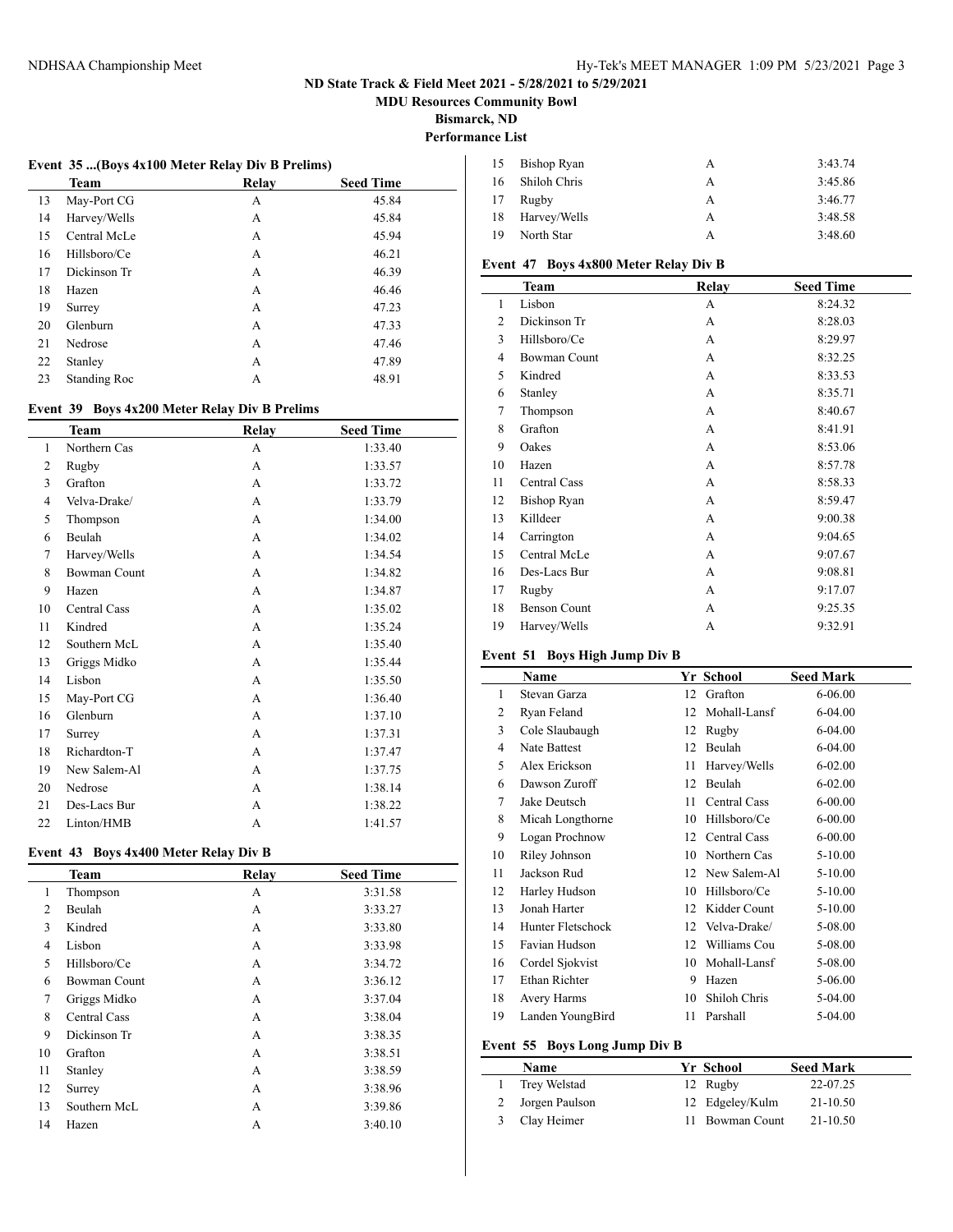## Event 35 ...(Boys 4x100 Meter Relay Div B Prelims)

| | Team | Relay | Seed Time |
|---|---|---|---|
| 13 | May-Port CG | A | 45.84 |
| 14 | Harvey/Wells | A | 45.84 |
| 15 | Central McLe | A | 45.94 |
| 16 | Hillsboro/Ce | A | 46.21 |
| 17 | Dickinson Tr | A | 46.39 |
| 18 | Hazen | A | 46.46 |
| 19 | Surrey | A | 47.23 |
| 20 | Glenburn | A | 47.33 |
| 21 | Nedrose | A | 47.46 |
| 22 | Stanley | A | 47.89 |
| 23 | Standing Roc | A | 48.91 |

## Event 39 Boys 4x200 Meter Relay Div B Prelims

| | Team | Relay | Seed Time |
|---|---|---|---|
| 1 | Northern Cas | A | 1:33.40 |
| 2 | Rugby | A | 1:33.57 |
| 3 | Grafton | A | 1:33.72 |
| 4 | Velva-Drake/ | A | 1:33.79 |
| 5 | Thompson | A | 1:34.00 |
| 6 | Beulah | A | 1:34.02 |
| 7 | Harvey/Wells | A | 1:34.54 |
| 8 | Bowman Count | A | 1:34.82 |
| 9 | Hazen | A | 1:34.87 |
| 10 | Central Cass | A | 1:35.02 |
| 11 | Kindred | A | 1:35.24 |
| 12 | Southern McL | A | 1:35.40 |
| 13 | Griggs Midko | A | 1:35.44 |
| 14 | Lisbon | A | 1:35.50 |
| 15 | May-Port CG | A | 1:36.40 |
| 16 | Glenburn | A | 1:37.10 |
| 17 | Surrey | A | 1:37.31 |
| 18 | Richardton-T | A | 1:37.47 |
| 19 | New Salem-Al | A | 1:37.75 |
| 20 | Nedrose | A | 1:38.14 |
| 21 | Des-Lacs Bur | A | 1:38.22 |
| 22 | Linton/HMB | A | 1:41.57 |

## Event 43 Boys 4x400 Meter Relay Div B

| | Team | Relay | Seed Time |
|---|---|---|---|
| 1 | Thompson | A | 3:31.58 |
| 2 | Beulah | A | 3:33.27 |
| 3 | Kindred | A | 3:33.80 |
| 4 | Lisbon | A | 3:33.98 |
| 5 | Hillsboro/Ce | A | 3:34.72 |
| 6 | Bowman Count | A | 3:36.12 |
| 7 | Griggs Midko | A | 3:37.04 |
| 8 | Central Cass | A | 3:38.04 |
| 9 | Dickinson Tr | A | 3:38.35 |
| 10 | Grafton | A | 3:38.51 |
| 11 | Stanley | A | 3:38.59 |
| 12 | Surrey | A | 3:38.96 |
| 13 | Southern McL | A | 3:39.86 |
| 14 | Hazen | A | 3:40.10 |
| 15 | Bishop Ryan | A | 3:43.74 |
| 16 | Shiloh Chris | A | 3:45.86 |
| 17 | Rugby | A | 3:46.77 |
| 18 | Harvey/Wells | A | 3:48.58 |
| 19 | North Star | A | 3:48.60 |

## Event 47 Boys 4x800 Meter Relay Div B

| | Team | Relay | Seed Time |
|---|---|---|---|
| 1 | Lisbon | A | 8:24.32 |
| 2 | Dickinson Tr | A | 8:28.03 |
| 3 | Hillsboro/Ce | A | 8:29.97 |
| 4 | Bowman Count | A | 8:32.25 |
| 5 | Kindred | A | 8:33.53 |
| 6 | Stanley | A | 8:35.71 |
| 7 | Thompson | A | 8:40.67 |
| 8 | Grafton | A | 8:41.91 |
| 9 | Oakes | A | 8:53.06 |
| 10 | Hazen | A | 8:57.78 |
| 11 | Central Cass | A | 8:58.33 |
| 12 | Bishop Ryan | A | 8:59.47 |
| 13 | Killdeer | A | 9:00.38 |
| 14 | Carrington | A | 9:04.65 |
| 15 | Central McLe | A | 9:07.67 |
| 16 | Des-Lacs Bur | A | 9:08.81 |
| 17 | Rugby | A | 9:17.07 |
| 18 | Benson Count | A | 9:25.35 |
| 19 | Harvey/Wells | A | 9:32.91 |

## Event 51 Boys High Jump Div B

| | Name | Yr | School | Seed Mark |
|---|---|---|---|---|
| 1 | Stevan Garza | 12 | Grafton | 6-06.00 |
| 2 | Ryan Feland | 12 | Mohall-Lansf | 6-04.00 |
| 3 | Cole Slaubaugh | 12 | Rugby | 6-04.00 |
| 4 | Nate Battest | 12 | Beulah | 6-04.00 |
| 5 | Alex Erickson | 11 | Harvey/Wells | 6-02.00 |
| 6 | Dawson Zuroff | 12 | Beulah | 6-02.00 |
| 7 | Jake Deutsch | 11 | Central Cass | 6-00.00 |
| 8 | Micah Longthorne | 10 | Hillsboro/Ce | 6-00.00 |
| 9 | Logan Prochnow | 12 | Central Cass | 6-00.00 |
| 10 | Riley Johnson | 10 | Northern Cas | 5-10.00 |
| 11 | Jackson Rud | 12 | New Salem-Al | 5-10.00 |
| 12 | Harley Hudson | 10 | Hillsboro/Ce | 5-10.00 |
| 13 | Jonah Harter | 12 | Kidder Count | 5-10.00 |
| 14 | Hunter Fletschock | 12 | Velva-Drake/ | 5-08.00 |
| 15 | Favian Hudson | 12 | Williams Cou | 5-08.00 |
| 16 | Cordel Sjokvist | 10 | Mohall-Lansf | 5-08.00 |
| 17 | Ethan Richter | 9 | Hazen | 5-06.00 |
| 18 | Avery Harms | 10 | Shiloh Chris | 5-04.00 |
| 19 | Landen YoungBird | 11 | Parshall | 5-04.00 |

## Event 55 Boys Long Jump Div B

| | Name | Yr | School | Seed Mark |
|---|---|---|---|---|
| 1 | Trey Welstad | 12 | Rugby | 22-07.25 |
| 2 | Jorgen Paulson | 12 | Edgeley/Kulm | 21-10.50 |
| 3 | Clay Heimer | 11 | Bowman Count | 21-10.50 |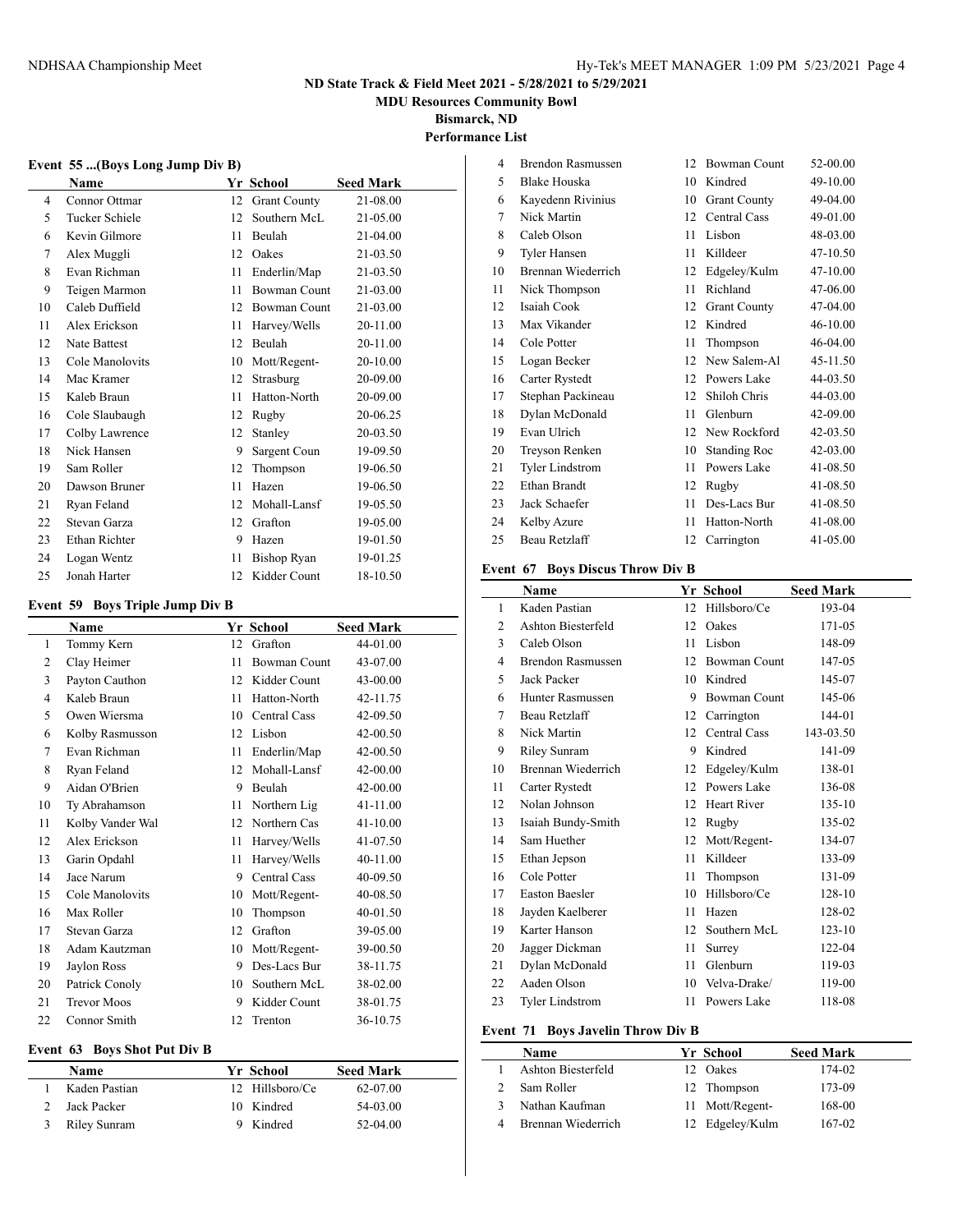# ND State Track & Field Meet 2021 - 5/28/2021 to 5/29/2021

**MDU Resources Community Bowl**

**Bismarck, ND**

**Performance List**

### Event 55 ...(Boys Long Jump Div B)

| | Name | Yr | School | Seed Mark |
|---|---|---|---|---|
| 4 | Connor Ottmar | 12 | Grant County | 21-08.00 |
| 5 | Tucker Schiele | 12 | Southern McL | 21-05.00 |
| 6 | Kevin Gilmore | 11 | Beulah | 21-04.00 |
| 7 | Alex Muggli | 12 | Oakes | 21-03.50 |
| 8 | Evan Richman | 11 | Enderlin/Map | 21-03.50 |
| 9 | Teigen Marmon | 11 | Bowman Count | 21-03.00 |
| 10 | Caleb Duffield | 12 | Bowman Count | 21-03.00 |
| 11 | Alex Erickson | 11 | Harvey/Wells | 20-11.00 |
| 12 | Nate Battest | 12 | Beulah | 20-11.00 |
| 13 | Cole Manolovits | 10 | Mott/Regent- | 20-10.00 |
| 14 | Mac Kramer | 12 | Strasburg | 20-09.00 |
| 15 | Kaleb Braun | 11 | Hatton-North | 20-09.00 |
| 16 | Cole Slaubaugh | 12 | Rugby | 20-06.25 |
| 17 | Colby Lawrence | 12 | Stanley | 20-03.50 |
| 18 | Nick Hansen | 9 | Sargent Coun | 19-09.50 |
| 19 | Sam Roller | 12 | Thompson | 19-06.50 |
| 20 | Dawson Bruner | 11 | Hazen | 19-06.50 |
| 21 | Ryan Feland | 12 | Mohall-Lansf | 19-05.50 |
| 22 | Stevan Garza | 12 | Grafton | 19-05.00 |
| 23 | Ethan Richter | 9 | Hazen | 19-01.50 |
| 24 | Logan Wentz | 11 | Bishop Ryan | 19-01.25 |
| 25 | Jonah Harter | 12 | Kidder Count | 18-10.50 |

### Event 59 Boys Triple Jump Div B

| | Name | Yr | School | Seed Mark |
|---|---|---|---|---|
| 1 | Tommy Kern | 12 | Grafton | 44-01.00 |
| 2 | Clay Heimer | 11 | Bowman Count | 43-07.00 |
| 3 | Payton Cauthon | 12 | Kidder Count | 43-00.00 |
| 4 | Kaleb Braun | 11 | Hatton-North | 42-11.75 |
| 5 | Owen Wiersma | 10 | Central Cass | 42-09.50 |
| 6 | Kolby Rasmusson | 12 | Lisbon | 42-00.50 |
| 7 | Evan Richman | 11 | Enderlin/Map | 42-00.50 |
| 8 | Ryan Feland | 12 | Mohall-Lansf | 42-00.00 |
| 9 | Aidan O'Brien | 9 | Beulah | 42-00.00 |
| 10 | Ty Abrahamson | 11 | Northern Lig | 41-11.00 |
| 11 | Kolby Vander Wal | 12 | Northern Cas | 41-10.00 |
| 12 | Alex Erickson | 11 | Harvey/Wells | 41-07.50 |
| 13 | Garin Opdahl | 11 | Harvey/Wells | 40-11.00 |
| 14 | Jace Narum | 9 | Central Cass | 40-09.50 |
| 15 | Cole Manolovits | 10 | Mott/Regent- | 40-08.50 |
| 16 | Max Roller | 10 | Thompson | 40-01.50 |
| 17 | Stevan Garza | 12 | Grafton | 39-05.00 |
| 18 | Adam Kautzman | 10 | Mott/Regent- | 39-00.50 |
| 19 | Jaylon Ross | 9 | Des-Lacs Bur | 38-11.75 |
| 20 | Patrick Conoly | 10 | Southern McL | 38-02.00 |
| 21 | Trevor Moos | 9 | Kidder Count | 38-01.75 |
| 22 | Connor Smith | 12 | Trenton | 36-10.75 |

### Event 63 Boys Shot Put Div B

| | Name | Yr | School | Seed Mark |
|---|---|---|---|---|
| 1 | Kaden Pastian | 12 | Hillsboro/Ce | 62-07.00 |
| 2 | Jack Packer | 10 | Kindred | 54-03.00 |
| 3 | Riley Sunram | 9 | Kindred | 52-04.00 |
| 4 | Brendon Rasmussen | 12 | Bowman Count | 52-00.00 |
| 5 | Blake Houska | 10 | Kindred | 49-10.00 |
| 6 | Kayedenn Rivinius | 10 | Grant County | 49-04.00 |
| 7 | Nick Martin | 12 | Central Cass | 49-01.00 |
| 8 | Caleb Olson | 11 | Lisbon | 48-03.00 |
| 9 | Tyler Hansen | 11 | Killdeer | 47-10.50 |
| 10 | Brennan Wiederrich | 12 | Edgeley/Kulm | 47-10.00 |
| 11 | Nick Thompson | 11 | Richland | 47-06.00 |
| 12 | Isaiah Cook | 12 | Grant County | 47-04.00 |
| 13 | Max Vikander | 12 | Kindred | 46-10.00 |
| 14 | Cole Potter | 11 | Thompson | 46-04.00 |
| 15 | Logan Becker | 12 | New Salem-Al | 45-11.50 |
| 16 | Carter Rystedt | 12 | Powers Lake | 44-03.50 |
| 17 | Stephan Packineau | 12 | Shiloh Chris | 44-03.00 |
| 18 | Dylan McDonald | 11 | Glenburn | 42-09.00 |
| 19 | Evan Ulrich | 12 | New Rockford | 42-03.50 |
| 20 | Treyson Renken | 10 | Standing Roc | 42-03.00 |
| 21 | Tyler Lindstrom | 11 | Powers Lake | 41-08.50 |
| 22 | Ethan Brandt | 12 | Rugby | 41-08.50 |
| 23 | Jack Schaefer | 11 | Des-Lacs Bur | 41-08.50 |
| 24 | Kelby Azure | 11 | Hatton-North | 41-08.00 |
| 25 | Beau Retzlaff | 12 | Carrington | 41-05.00 |

### Event 67 Boys Discus Throw Div B

| | Name | Yr | School | Seed Mark |
|---|---|---|---|---|
| 1 | Kaden Pastian | 12 | Hillsboro/Ce | 193-04 |
| 2 | Ashton Biesterfeld | 12 | Oakes | 171-05 |
| 3 | Caleb Olson | 11 | Lisbon | 148-09 |
| 4 | Brendon Rasmussen | 12 | Bowman Count | 147-05 |
| 5 | Jack Packer | 10 | Kindred | 145-07 |
| 6 | Hunter Rasmussen | 9 | Bowman Count | 145-06 |
| 7 | Beau Retzlaff | 12 | Carrington | 144-01 |
| 8 | Nick Martin | 12 | Central Cass | 143-03.50 |
| 9 | Riley Sunram | 9 | Kindred | 141-09 |
| 10 | Brennan Wiederrich | 12 | Edgeley/Kulm | 138-01 |
| 11 | Carter Rystedt | 12 | Powers Lake | 136-08 |
| 12 | Nolan Johnson | 12 | Heart River | 135-10 |
| 13 | Isaiah Bundy-Smith | 12 | Rugby | 135-02 |
| 14 | Sam Huether | 12 | Mott/Regent- | 134-07 |
| 15 | Ethan Jepson | 11 | Killdeer | 133-09 |
| 16 | Cole Potter | 11 | Thompson | 131-09 |
| 17 | Easton Baesler | 10 | Hillsboro/Ce | 128-10 |
| 18 | Jayden Kaelberer | 11 | Hazen | 128-02 |
| 19 | Karter Hanson | 12 | Southern McL | 123-10 |
| 20 | Jagger Dickman | 11 | Surrey | 122-04 |
| 21 | Dylan McDonald | 11 | Glenburn | 119-03 |
| 22 | Aaden Olson | 10 | Velva-Drake/ | 119-00 |
| 23 | Tyler Lindstrom | 11 | Powers Lake | 118-08 |

### Event 71 Boys Javelin Throw Div B

| | Name | Yr | School | Seed Mark |
|---|---|---|---|---|
| 1 | Ashton Biesterfeld | 12 | Oakes | 174-02 |
| 2 | Sam Roller | 12 | Thompson | 173-09 |
| 3 | Nathan Kaufman | 11 | Mott/Regent- | 168-00 |
| 4 | Brennan Wiederrich | 12 | Edgeley/Kulm | 167-02 |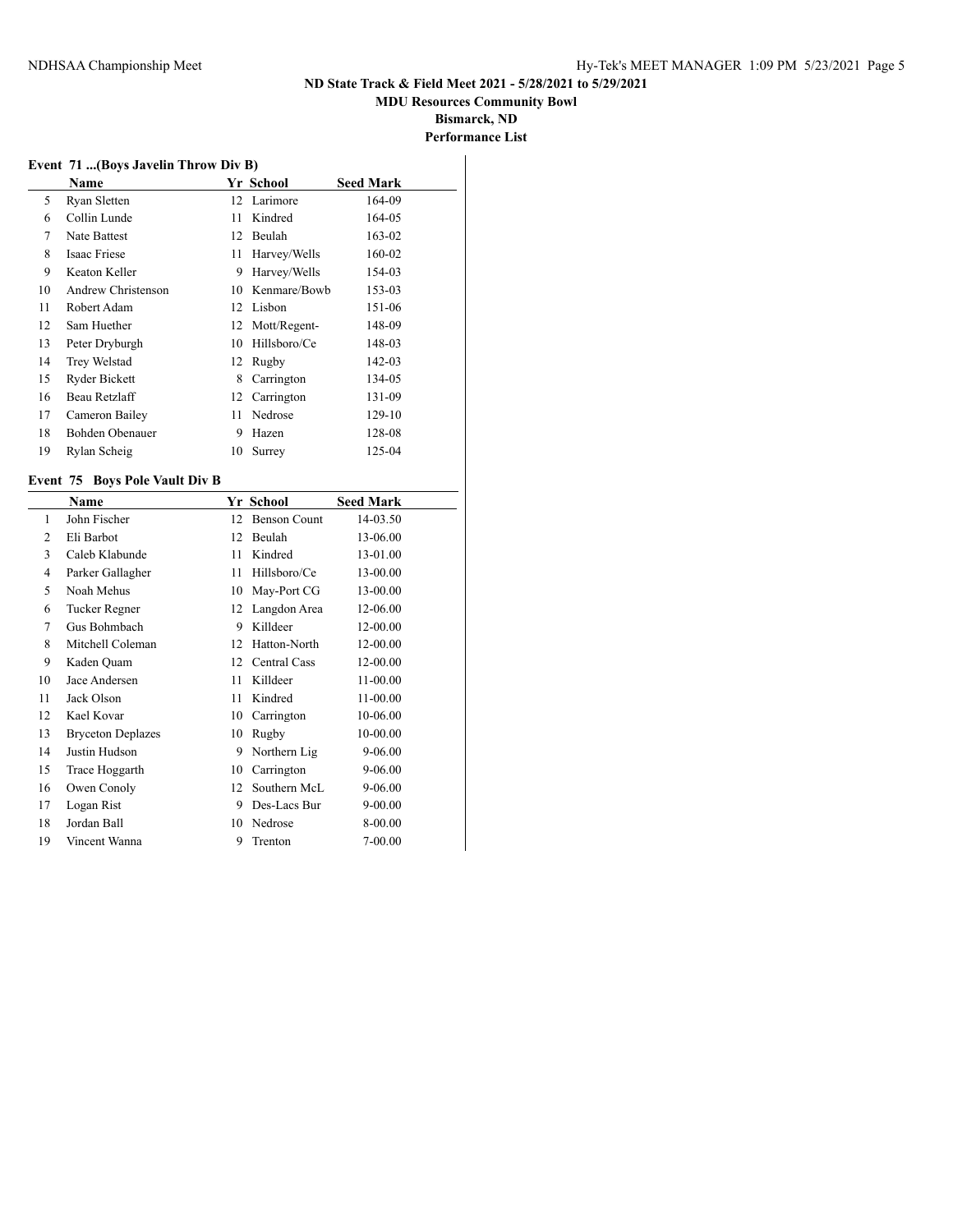ND State Track & Field Meet 2021 - 5/28/2021 to 5/29/2021
**MDU Resources Community Bowl**
**Bismarck, ND**
**Performance List**

### Event 71 ...(Boys Javelin Throw Div B)

| | Name | Yr | School | Seed Mark |
|---|---|---|---|---|
| 5 | Ryan Sletten | 12 | Larimore | 164-09 |
| 6 | Collin Lunde | 11 | Kindred | 164-05 |
| 7 | Nate Battest | 12 | Beulah | 163-02 |
| 8 | Isaac Friese | 11 | Harvey/Wells | 160-02 |
| 9 | Keaton Keller | 9 | Harvey/Wells | 154-03 |
| 10 | Andrew Christenson | 10 | Kenmare/Bowb | 153-03 |
| 11 | Robert Adam | 12 | Lisbon | 151-06 |
| 12 | Sam Huether | 12 | Mott/Regent- | 148-09 |
| 13 | Peter Dryburgh | 10 | Hillsboro/Ce | 148-03 |
| 14 | Trey Welstad | 12 | Rugby | 142-03 |
| 15 | Ryder Bickett | 8 | Carrington | 134-05 |
| 16 | Beau Retzlaff | 12 | Carrington | 131-09 |
| 17 | Cameron Bailey | 11 | Nedrose | 129-10 |
| 18 | Bohden Obenauer | 9 | Hazen | 128-08 |
| 19 | Rylan Scheig | 10 | Surrey | 125-04 |

### Event 75 Boys Pole Vault Div B

| | Name | Yr | School | Seed Mark |
|---|---|---|---|---|
| 1 | John Fischer | 12 | Benson Count | 14-03.50 |
| 2 | Eli Barbot | 12 | Beulah | 13-06.00 |
| 3 | Caleb Klabunde | 11 | Kindred | 13-01.00 |
| 4 | Parker Gallagher | 11 | Hillsboro/Ce | 13-00.00 |
| 5 | Noah Mehus | 10 | May-Port CG | 13-00.00 |
| 6 | Tucker Regner | 12 | Langdon Area | 12-06.00 |
| 7 | Gus Bohmbach | 9 | Killdeer | 12-00.00 |
| 8 | Mitchell Coleman | 12 | Hatton-North | 12-00.00 |
| 9 | Kaden Quam | 12 | Central Cass | 12-00.00 |
| 10 | Jace Andersen | 11 | Killdeer | 11-00.00 |
| 11 | Jack Olson | 11 | Kindred | 11-00.00 |
| 12 | Kael Kovar | 10 | Carrington | 10-06.00 |
| 13 | Bryceton Deplazes | 10 | Rugby | 10-00.00 |
| 14 | Justin Hudson | 9 | Northern Lig | 9-06.00 |
| 15 | Trace Hoggarth | 10 | Carrington | 9-06.00 |
| 16 | Owen Conoly | 12 | Southern McL | 9-06.00 |
| 17 | Logan Rist | 9 | Des-Lacs Bur | 9-00.00 |
| 18 | Jordan Ball | 10 | Nedrose | 8-00.00 |
| 19 | Vincent Wanna | 9 | Trenton | 7-00.00 |